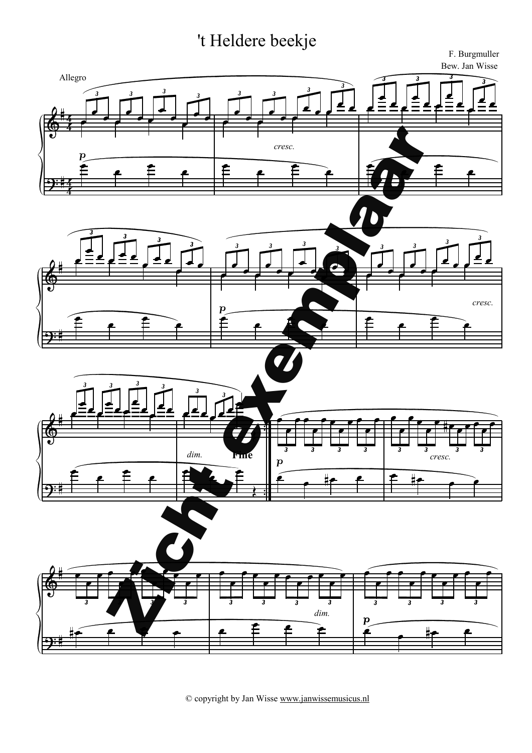# 't Heldere beekje

F. Burgmuller
Bew. Jan Wisse

© copyright by Jan Wisse www.janwissemusicus.nl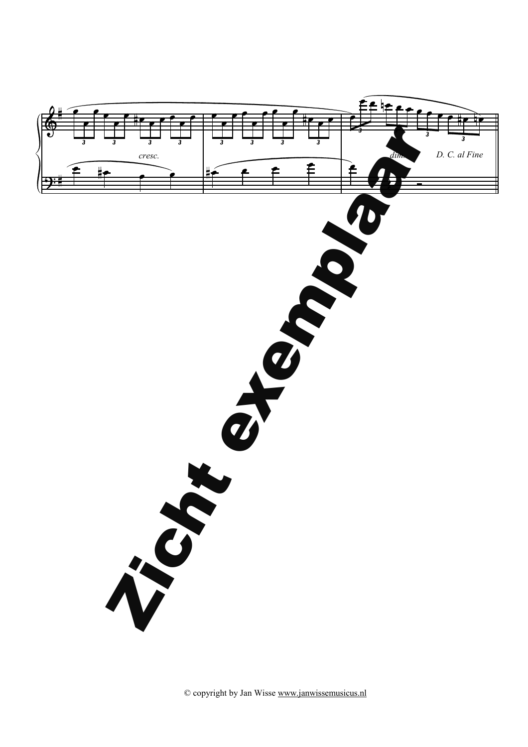© copyright by Jan Wisse www.janwissemusicus.nl